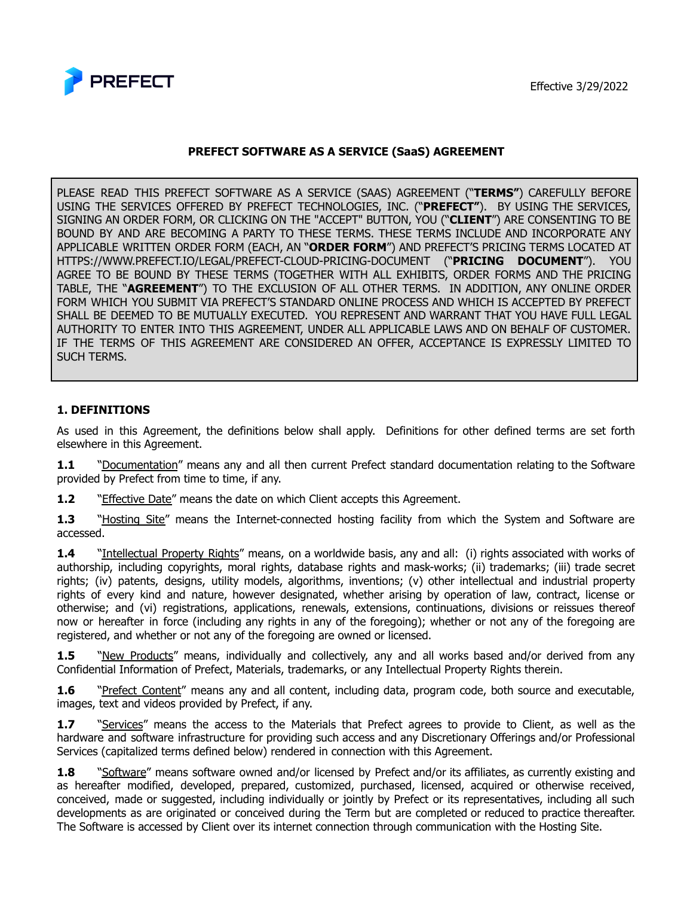Effective 3/29/2022

# PREFECT SOFTWARE AS A SERVICE (SaaS) AGREEMENT

PLEASE READ THIS PREFECT SOFTWARE AS A SERVICE (SAAS) AGREEMENT ("**TERMS"**) CAREFULLY BEFORE USING THE SERVICES OFFERED BY PREFECT TECHNOLOGIES, INC. ("**PREFECT"**). BY USING THE SERVICES, SIGNING AN ORDER FORM, OR CLICKING ON THE "ACCEPT" BUTTON, YOU ("**CLIENT**") ARE CONSENTING TO BE BOUND BY AND ARE BECOMING A PARTY TO THESE TERMS. THESE TERMS INCLUDE AND INCORPORATE ANY APPLICABLE WRITTEN ORDER FORM (EACH, AN "**ORDER FORM**") AND PREFECT'S PRICING TERMS LOCATED AT HTTPS://WWW.PREFECT.IO/LEGAL/PREFECT-CLOUD-PRICING-DOCUMENT ("**PRICING DOCUMENT**"). YOU AGREE TO BE BOUND BY THESE TERMS (TOGETHER WITH ALL EXHIBITS, ORDER FORMS AND THE PRICING TABLE, THE "**AGREEMENT**") TO THE EXCLUSION OF ALL OTHER TERMS. IN ADDITION, ANY ONLINE ORDER FORM WHICH YOU SUBMIT VIA PREFECT'S STANDARD ONLINE PROCESS AND WHICH IS ACCEPTED BY PREFECT SHALL BE DEEMED TO BE MUTUALLY EXECUTED. YOU REPRESENT AND WARRANT THAT YOU HAVE FULL LEGAL AUTHORITY TO ENTER INTO THIS AGREEMENT, UNDER ALL APPLICABLE LAWS AND ON BEHALF OF CUSTOMER. IF THE TERMS OF THIS AGREEMENT ARE CONSIDERED AN OFFER, ACCEPTANCE IS EXPRESSLY LIMITED TO SUCH TERMS.

## 1. DEFINITIONS

As used in this Agreement, the definitions below shall apply. Definitions for other defined terms are set forth elsewhere in this Agreement.

**1.1** "Documentation" means any and all then current Prefect standard documentation relating to the Software provided by Prefect from time to time, if any.

**1.2** "Effective Date" means the date on which Client accepts this Agreement.

**1.3** "Hosting Site" means the Internet-connected hosting facility from which the System and Software are accessed.

**1.4** "Intellectual Property Rights" means, on a worldwide basis, any and all: (i) rights associated with works of authorship, including copyrights, moral rights, database rights and mask-works; (ii) trademarks; (iii) trade secret rights; (iv) patents, designs, utility models, algorithms, inventions; (v) other intellectual and industrial property rights of every kind and nature, however designated, whether arising by operation of law, contract, license or otherwise; and (vi) registrations, applications, renewals, extensions, continuations, divisions or reissues thereof now or hereafter in force (including any rights in any of the foregoing); whether or not any of the foregoing are registered, and whether or not any of the foregoing are owned or licensed.

**1.5** "New Products" means, individually and collectively, any and all works based and/or derived from any Confidential Information of Prefect, Materials, trademarks, or any Intellectual Property Rights therein.

**1.6** "Prefect Content" means any and all content, including data, program code, both source and executable, images, text and videos provided by Prefect, if any.

**1.7** "Services" means the access to the Materials that Prefect agrees to provide to Client, as well as the hardware and software infrastructure for providing such access and any Discretionary Offerings and/or Professional Services (capitalized terms defined below) rendered in connection with this Agreement.

**1.8** "Software" means software owned and/or licensed by Prefect and/or its affiliates, as currently existing and as hereafter modified, developed, prepared, customized, purchased, licensed, acquired or otherwise received, conceived, made or suggested, including individually or jointly by Prefect or its representatives, including all such developments as are originated or conceived during the Term but are completed or reduced to practice thereafter. The Software is accessed by Client over its internet connection through communication with the Hosting Site.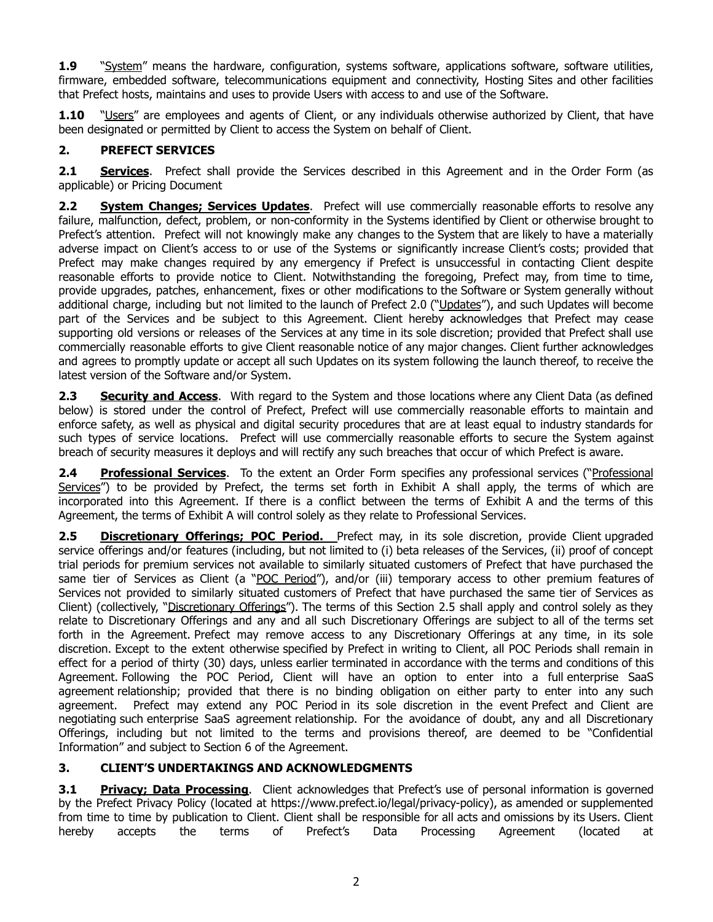**1.9** "System" means the hardware, configuration, systems software, applications software, software utilities, firmware, embedded software, telecommunications equipment and connectivity, Hosting Sites and other facilities that Prefect hosts, maintains and uses to provide Users with access to and use of the Software.

**1.10** "Users" are employees and agents of Client, or any individuals otherwise authorized by Client, that have been designated or permitted by Client to access the System on behalf of Client.

## 2. PREFECT SERVICES

**2.1** **Services**. Prefect shall provide the Services described in this Agreement and in the Order Form (as applicable) or Pricing Document

**2.2** **System Changes; Services Updates**. Prefect will use commercially reasonable efforts to resolve any failure, malfunction, defect, problem, or non-conformity in the Systems identified by Client or otherwise brought to Prefect's attention. Prefect will not knowingly make any changes to the System that are likely to have a materially adverse impact on Client's access to or use of the Systems or significantly increase Client's costs; provided that Prefect may make changes required by any emergency if Prefect is unsuccessful in contacting Client despite reasonable efforts to provide notice to Client. Notwithstanding the foregoing, Prefect may, from time to time, provide upgrades, patches, enhancement, fixes or other modifications to the Software or System generally without additional charge, including but not limited to the launch of Prefect 2.0 ("Updates"), and such Updates will become part of the Services and be subject to this Agreement. Client hereby acknowledges that Prefect may cease supporting old versions or releases of the Services at any time in its sole discretion; provided that Prefect shall use commercially reasonable efforts to give Client reasonable notice of any major changes. Client further acknowledges and agrees to promptly update or accept all such Updates on its system following the launch thereof, to receive the latest version of the Software and/or System.

**2.3** **Security and Access**. With regard to the System and those locations where any Client Data (as defined below) is stored under the control of Prefect, Prefect will use commercially reasonable efforts to maintain and enforce safety, as well as physical and digital security procedures that are at least equal to industry standards for such types of service locations. Prefect will use commercially reasonable efforts to secure the System against breach of security measures it deploys and will rectify any such breaches that occur of which Prefect is aware.

**2.4** **Professional Services**. To the extent an Order Form specifies any professional services ("Professional Services") to be provided by Prefect, the terms set forth in Exhibit A shall apply, the terms of which are incorporated into this Agreement. If there is a conflict between the terms of Exhibit A and the terms of this Agreement, the terms of Exhibit A will control solely as they relate to Professional Services.

**2.5** **Discretionary Offerings; POC Period.** Prefect may, in its sole discretion, provide Client upgraded service offerings and/or features (including, but not limited to (i) beta releases of the Services, (ii) proof of concept trial periods for premium services not available to similarly situated customers of Prefect that have purchased the same tier of Services as Client (a "POC Period"), and/or (iii) temporary access to other premium features of Services not provided to similarly situated customers of Prefect that have purchased the same tier of Services as Client) (collectively, "Discretionary Offerings"). The terms of this Section 2.5 shall apply and control solely as they relate to Discretionary Offerings and any and all such Discretionary Offerings are subject to all of the terms set forth in the Agreement. Prefect may remove access to any Discretionary Offerings at any time, in its sole discretion. Except to the extent otherwise specified by Prefect in writing to Client, all POC Periods shall remain in effect for a period of thirty (30) days, unless earlier terminated in accordance with the terms and conditions of this Agreement. Following the POC Period, Client will have an option to enter into a full enterprise SaaS agreement relationship; provided that there is no binding obligation on either party to enter into any such agreement. Prefect may extend any POC Period in its sole discretion in the event Prefect and Client are negotiating such enterprise SaaS agreement relationship. For the avoidance of doubt, any and all Discretionary Offerings, including but not limited to the terms and provisions thereof, are deemed to be "Confidential Information" and subject to Section 6 of the Agreement.

## 3. CLIENT'S UNDERTAKINGS AND ACKNOWLEDGMENTS

**3.1** **Privacy; Data Processing**. Client acknowledges that Prefect's use of personal information is governed by the Prefect Privacy Policy (located at https://www.prefect.io/legal/privacy-policy), as amended or supplemented from time to time by publication to Client. Client shall be responsible for all acts and omissions by its Users. Client hereby accepts the terms of Prefect's Data Processing Agreement (located at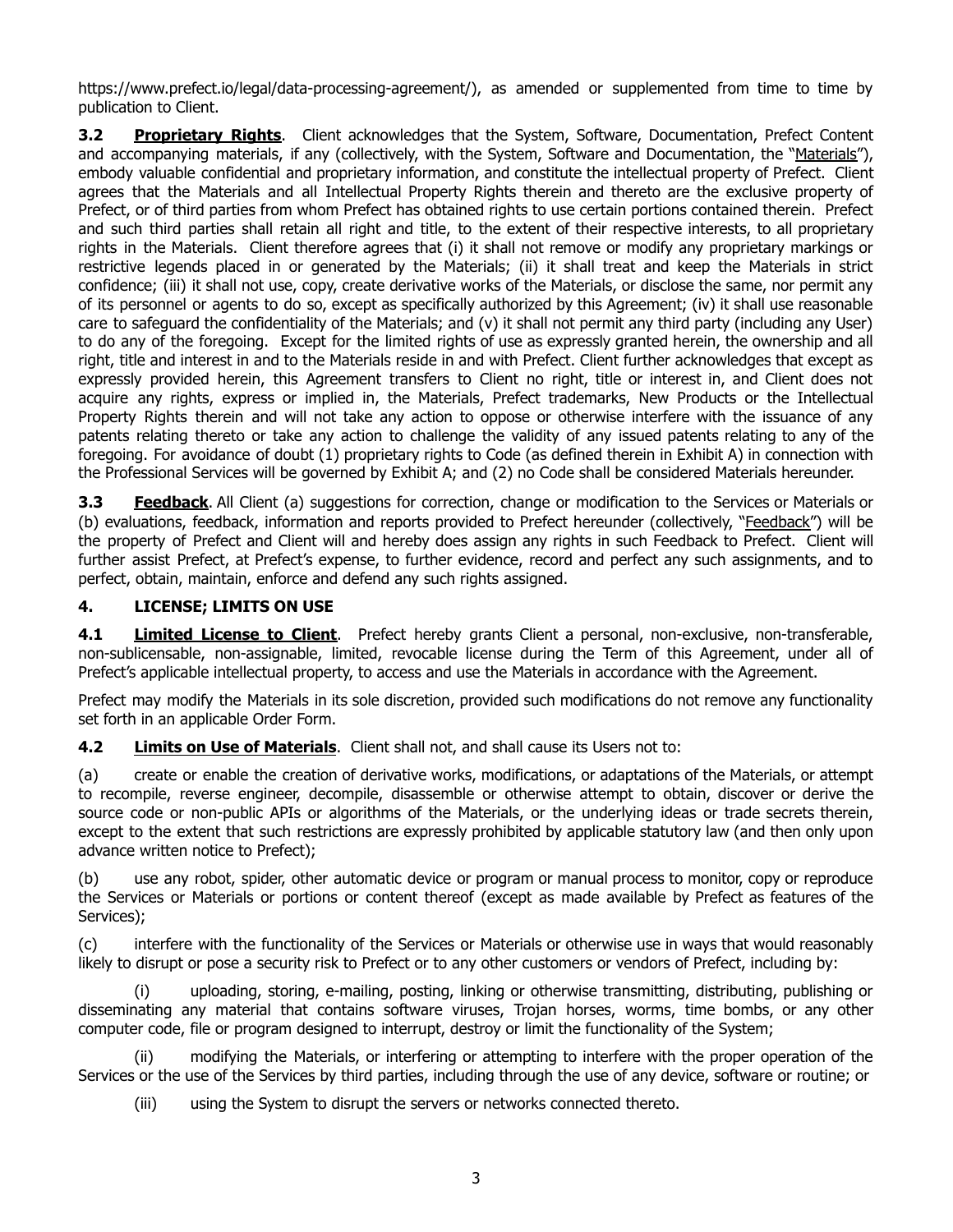https://www.prefect.io/legal/data-processing-agreement/), as amended or supplemented from time to time by publication to Client.

**3.2 Proprietary Rights**. Client acknowledges that the System, Software, Documentation, Prefect Content and accompanying materials, if any (collectively, with the System, Software and Documentation, the "Materials"), embody valuable confidential and proprietary information, and constitute the intellectual property of Prefect. Client agrees that the Materials and all Intellectual Property Rights therein and thereto are the exclusive property of Prefect, or of third parties from whom Prefect has obtained rights to use certain portions contained therein. Prefect and such third parties shall retain all right and title, to the extent of their respective interests, to all proprietary rights in the Materials. Client therefore agrees that (i) it shall not remove or modify any proprietary markings or restrictive legends placed in or generated by the Materials; (ii) it shall treat and keep the Materials in strict confidence; (iii) it shall not use, copy, create derivative works of the Materials, or disclose the same, nor permit any of its personnel or agents to do so, except as specifically authorized by this Agreement; (iv) it shall use reasonable care to safeguard the confidentiality of the Materials; and (v) it shall not permit any third party (including any User) to do any of the foregoing. Except for the limited rights of use as expressly granted herein, the ownership and all right, title and interest in and to the Materials reside in and with Prefect. Client further acknowledges that except as expressly provided herein, this Agreement transfers to Client no right, title or interest in, and Client does not acquire any rights, express or implied in, the Materials, Prefect trademarks, New Products or the Intellectual Property Rights therein and will not take any action to oppose or otherwise interfere with the issuance of any patents relating thereto or take any action to challenge the validity of any issued patents relating to any of the foregoing. For avoidance of doubt (1) proprietary rights to Code (as defined therein in Exhibit A) in connection with the Professional Services will be governed by Exhibit A; and (2) no Code shall be considered Materials hereunder.

**3.3 Feedback**. All Client (a) suggestions for correction, change or modification to the Services or Materials or (b) evaluations, feedback, information and reports provided to Prefect hereunder (collectively, "Feedback") will be the property of Prefect and Client will and hereby does assign any rights in such Feedback to Prefect. Client will further assist Prefect, at Prefect's expense, to further evidence, record and perfect any such assignments, and to perfect, obtain, maintain, enforce and defend any such rights assigned.

## 4. LICENSE; LIMITS ON USE

**4.1 Limited License to Client**. Prefect hereby grants Client a personal, non-exclusive, non-transferable, non-sublicensable, non-assignable, limited, revocable license during the Term of this Agreement, under all of Prefect's applicable intellectual property, to access and use the Materials in accordance with the Agreement.

Prefect may modify the Materials in its sole discretion, provided such modifications do not remove any functionality set forth in an applicable Order Form.

**4.2 Limits on Use of Materials**. Client shall not, and shall cause its Users not to:

(a) create or enable the creation of derivative works, modifications, or adaptations of the Materials, or attempt to recompile, reverse engineer, decompile, disassemble or otherwise attempt to obtain, discover or derive the source code or non-public APIs or algorithms of the Materials, or the underlying ideas or trade secrets therein, except to the extent that such restrictions are expressly prohibited by applicable statutory law (and then only upon advance written notice to Prefect);

(b) use any robot, spider, other automatic device or program or manual process to monitor, copy or reproduce the Services or Materials or portions or content thereof (except as made available by Prefect as features of the Services);

(c) interfere with the functionality of the Services or Materials or otherwise use in ways that would reasonably likely to disrupt or pose a security risk to Prefect or to any other customers or vendors of Prefect, including by:

(i) uploading, storing, e-mailing, posting, linking or otherwise transmitting, distributing, publishing or disseminating any material that contains software viruses, Trojan horses, worms, time bombs, or any other computer code, file or program designed to interrupt, destroy or limit the functionality of the System;

(ii) modifying the Materials, or interfering or attempting to interfere with the proper operation of the Services or the use of the Services by third parties, including through the use of any device, software or routine; or

(iii) using the System to disrupt the servers or networks connected thereto.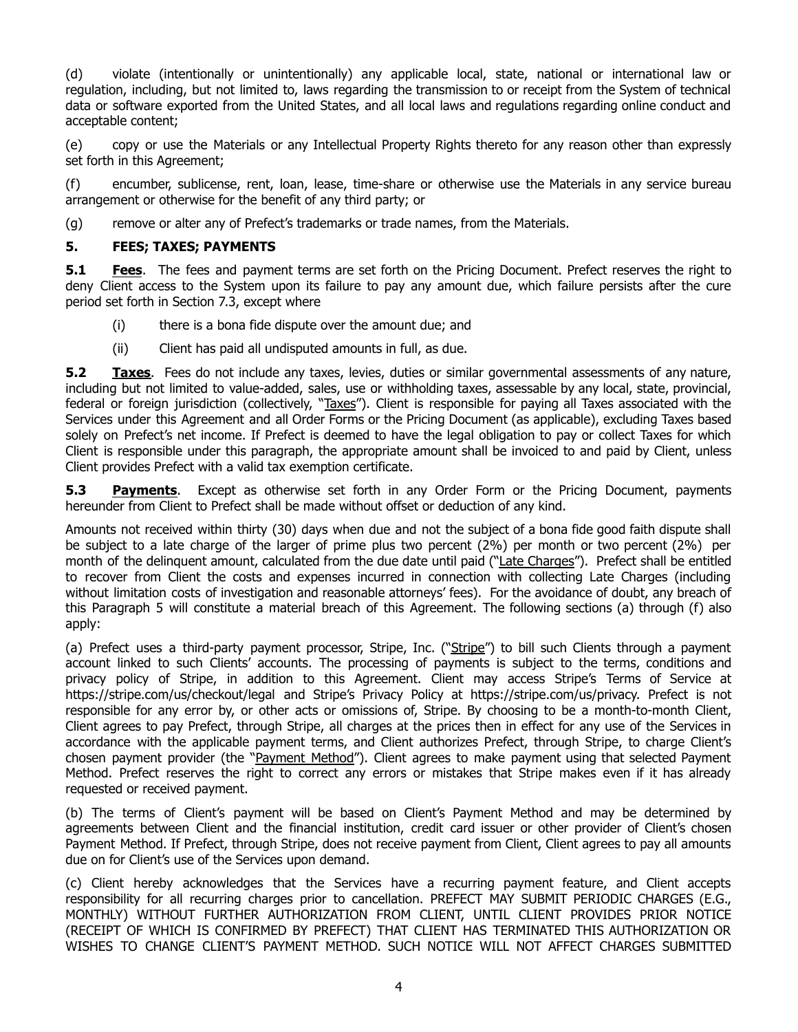(d) violate (intentionally or unintentionally) any applicable local, state, national or international law or regulation, including, but not limited to, laws regarding the transmission to or receipt from the System of technical data or software exported from the United States, and all local laws and regulations regarding online conduct and acceptable content;

(e) copy or use the Materials or any Intellectual Property Rights thereto for any reason other than expressly set forth in this Agreement;

(f) encumber, sublicense, rent, loan, lease, time-share or otherwise use the Materials in any service bureau arrangement or otherwise for the benefit of any third party; or

(g) remove or alter any of Prefect's trademarks or trade names, from the Materials.

## 5. FEES; TAXES; PAYMENTS

**5.1 Fees**. The fees and payment terms are set forth on the Pricing Document. Prefect reserves the right to deny Client access to the System upon its failure to pay any amount due, which failure persists after the cure period set forth in Section 7.3, except where

(i) there is a bona fide dispute over the amount due; and

(ii) Client has paid all undisputed amounts in full, as due.

**5.2 Taxes**. Fees do not include any taxes, levies, duties or similar governmental assessments of any nature, including but not limited to value-added, sales, use or withholding taxes, assessable by any local, state, provincial, federal or foreign jurisdiction (collectively, "Taxes"). Client is responsible for paying all Taxes associated with the Services under this Agreement and all Order Forms or the Pricing Document (as applicable), excluding Taxes based solely on Prefect's net income. If Prefect is deemed to have the legal obligation to pay or collect Taxes for which Client is responsible under this paragraph, the appropriate amount shall be invoiced to and paid by Client, unless Client provides Prefect with a valid tax exemption certificate.

**5.3 Payments**. Except as otherwise set forth in any Order Form or the Pricing Document, payments hereunder from Client to Prefect shall be made without offset or deduction of any kind.

Amounts not received within thirty (30) days when due and not the subject of a bona fide good faith dispute shall be subject to a late charge of the larger of prime plus two percent (2%) per month or two percent (2%) per month of the delinquent amount, calculated from the due date until paid ("Late Charges"). Prefect shall be entitled to recover from Client the costs and expenses incurred in connection with collecting Late Charges (including without limitation costs of investigation and reasonable attorneys' fees). For the avoidance of doubt, any breach of this Paragraph 5 will constitute a material breach of this Agreement. The following sections (a) through (f) also apply:

(a) Prefect uses a third-party payment processor, Stripe, Inc. ("Stripe") to bill such Clients through a payment account linked to such Clients' accounts. The processing of payments is subject to the terms, conditions and privacy policy of Stripe, in addition to this Agreement. Client may access Stripe's Terms of Service at https://stripe.com/us/checkout/legal and Stripe's Privacy Policy at https://stripe.com/us/privacy. Prefect is not responsible for any error by, or other acts or omissions of, Stripe. By choosing to be a month-to-month Client, Client agrees to pay Prefect, through Stripe, all charges at the prices then in effect for any use of the Services in accordance with the applicable payment terms, and Client authorizes Prefect, through Stripe, to charge Client's chosen payment provider (the "Payment Method"). Client agrees to make payment using that selected Payment Method. Prefect reserves the right to correct any errors or mistakes that Stripe makes even if it has already requested or received payment.

(b) The terms of Client's payment will be based on Client's Payment Method and may be determined by agreements between Client and the financial institution, credit card issuer or other provider of Client's chosen Payment Method. If Prefect, through Stripe, does not receive payment from Client, Client agrees to pay all amounts due on for Client's use of the Services upon demand.

(c) Client hereby acknowledges that the Services have a recurring payment feature, and Client accepts responsibility for all recurring charges prior to cancellation. PREFECT MAY SUBMIT PERIODIC CHARGES (E.G., MONTHLY) WITHOUT FURTHER AUTHORIZATION FROM CLIENT, UNTIL CLIENT PROVIDES PRIOR NOTICE (RECEIPT OF WHICH IS CONFIRMED BY PREFECT) THAT CLIENT HAS TERMINATED THIS AUTHORIZATION OR WISHES TO CHANGE CLIENT'S PAYMENT METHOD. SUCH NOTICE WILL NOT AFFECT CHARGES SUBMITTED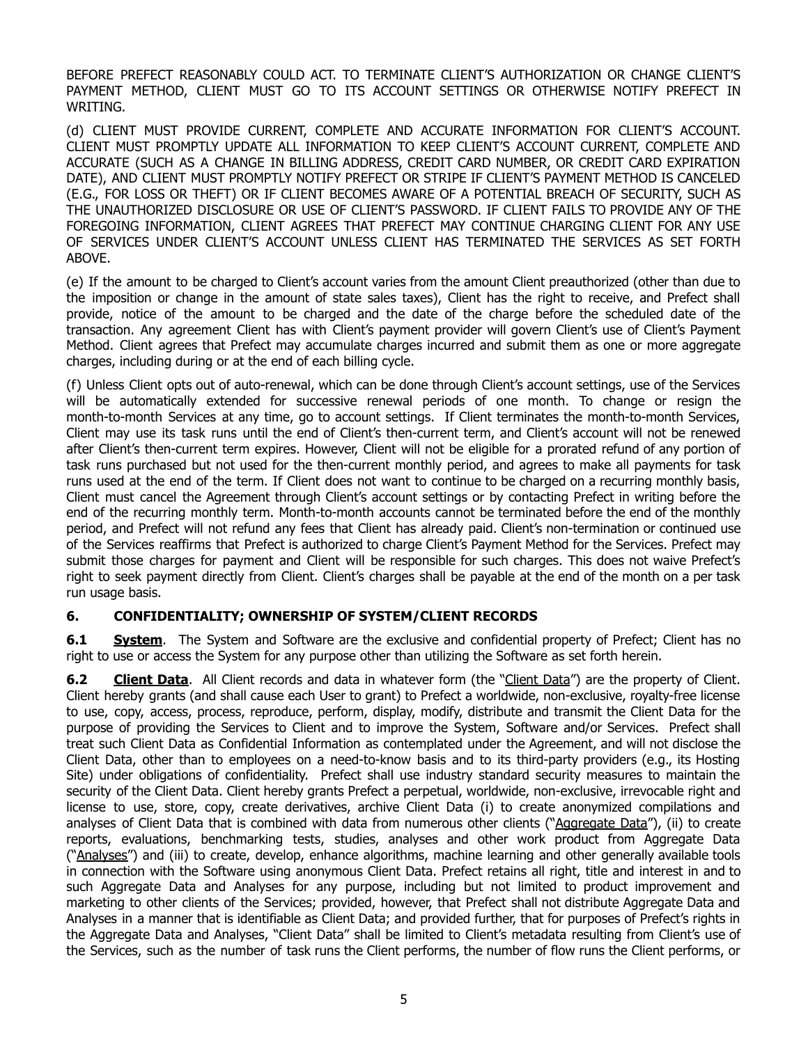BEFORE PREFECT REASONABLY COULD ACT. TO TERMINATE CLIENT'S AUTHORIZATION OR CHANGE CLIENT'S PAYMENT METHOD, CLIENT MUST GO TO ITS ACCOUNT SETTINGS OR OTHERWISE NOTIFY PREFECT IN WRITING.

(d) CLIENT MUST PROVIDE CURRENT, COMPLETE AND ACCURATE INFORMATION FOR CLIENT'S ACCOUNT. CLIENT MUST PROMPTLY UPDATE ALL INFORMATION TO KEEP CLIENT'S ACCOUNT CURRENT, COMPLETE AND ACCURATE (SUCH AS A CHANGE IN BILLING ADDRESS, CREDIT CARD NUMBER, OR CREDIT CARD EXPIRATION DATE), AND CLIENT MUST PROMPTLY NOTIFY PREFECT OR STRIPE IF CLIENT'S PAYMENT METHOD IS CANCELED (E.G., FOR LOSS OR THEFT) OR IF CLIENT BECOMES AWARE OF A POTENTIAL BREACH OF SECURITY, SUCH AS THE UNAUTHORIZED DISCLOSURE OR USE OF CLIENT'S PASSWORD. IF CLIENT FAILS TO PROVIDE ANY OF THE FOREGOING INFORMATION, CLIENT AGREES THAT PREFECT MAY CONTINUE CHARGING CLIENT FOR ANY USE OF SERVICES UNDER CLIENT'S ACCOUNT UNLESS CLIENT HAS TERMINATED THE SERVICES AS SET FORTH ABOVE.

(e) If the amount to be charged to Client's account varies from the amount Client preauthorized (other than due to the imposition or change in the amount of state sales taxes), Client has the right to receive, and Prefect shall provide, notice of the amount to be charged and the date of the charge before the scheduled date of the transaction. Any agreement Client has with Client's payment provider will govern Client's use of Client's Payment Method. Client agrees that Prefect may accumulate charges incurred and submit them as one or more aggregate charges, including during or at the end of each billing cycle.

(f) Unless Client opts out of auto-renewal, which can be done through Client's account settings, use of the Services will be automatically extended for successive renewal periods of one month. To change or resign the month-to-month Services at any time, go to account settings. If Client terminates the month-to-month Services, Client may use its task runs until the end of Client's then-current term, and Client's account will not be renewed after Client's then-current term expires. However, Client will not be eligible for a prorated refund of any portion of task runs purchased but not used for the then-current monthly period, and agrees to make all payments for task runs used at the end of the term. If Client does not want to continue to be charged on a recurring monthly basis, Client must cancel the Agreement through Client's account settings or by contacting Prefect in writing before the end of the recurring monthly term. Month-to-month accounts cannot be terminated before the end of the monthly period, and Prefect will not refund any fees that Client has already paid. Client's non-termination or continued use of the Services reaffirms that Prefect is authorized to charge Client's Payment Method for the Services. Prefect may submit those charges for payment and Client will be responsible for such charges. This does not waive Prefect's right to seek payment directly from Client. Client's charges shall be payable at the end of the month on a per task run usage basis.

## 6. CONFIDENTIALITY; OWNERSHIP OF SYSTEM/CLIENT RECORDS

**6.1 System**. The System and Software are the exclusive and confidential property of Prefect; Client has no right to use or access the System for any purpose other than utilizing the Software as set forth herein.

**6.2 Client Data**. All Client records and data in whatever form (the "Client Data") are the property of Client. Client hereby grants (and shall cause each User to grant) to Prefect a worldwide, non-exclusive, royalty-free license to use, copy, access, process, reproduce, perform, display, modify, distribute and transmit the Client Data for the purpose of providing the Services to Client and to improve the System, Software and/or Services. Prefect shall treat such Client Data as Confidential Information as contemplated under the Agreement, and will not disclose the Client Data, other than to employees on a need-to-know basis and to its third-party providers (e.g., its Hosting Site) under obligations of confidentiality. Prefect shall use industry standard security measures to maintain the security of the Client Data. Client hereby grants Prefect a perpetual, worldwide, non-exclusive, irrevocable right and license to use, store, copy, create derivatives, archive Client Data (i) to create anonymized compilations and analyses of Client Data that is combined with data from numerous other clients ("Aggregate Data"), (ii) to create reports, evaluations, benchmarking tests, studies, analyses and other work product from Aggregate Data ("Analyses") and (iii) to create, develop, enhance algorithms, machine learning and other generally available tools in connection with the Software using anonymous Client Data. Prefect retains all right, title and interest in and to such Aggregate Data and Analyses for any purpose, including but not limited to product improvement and marketing to other clients of the Services; provided, however, that Prefect shall not distribute Aggregate Data and Analyses in a manner that is identifiable as Client Data; and provided further, that for purposes of Prefect's rights in the Aggregate Data and Analyses, "Client Data" shall be limited to Client's metadata resulting from Client's use of the Services, such as the number of task runs the Client performs, the number of flow runs the Client performs, or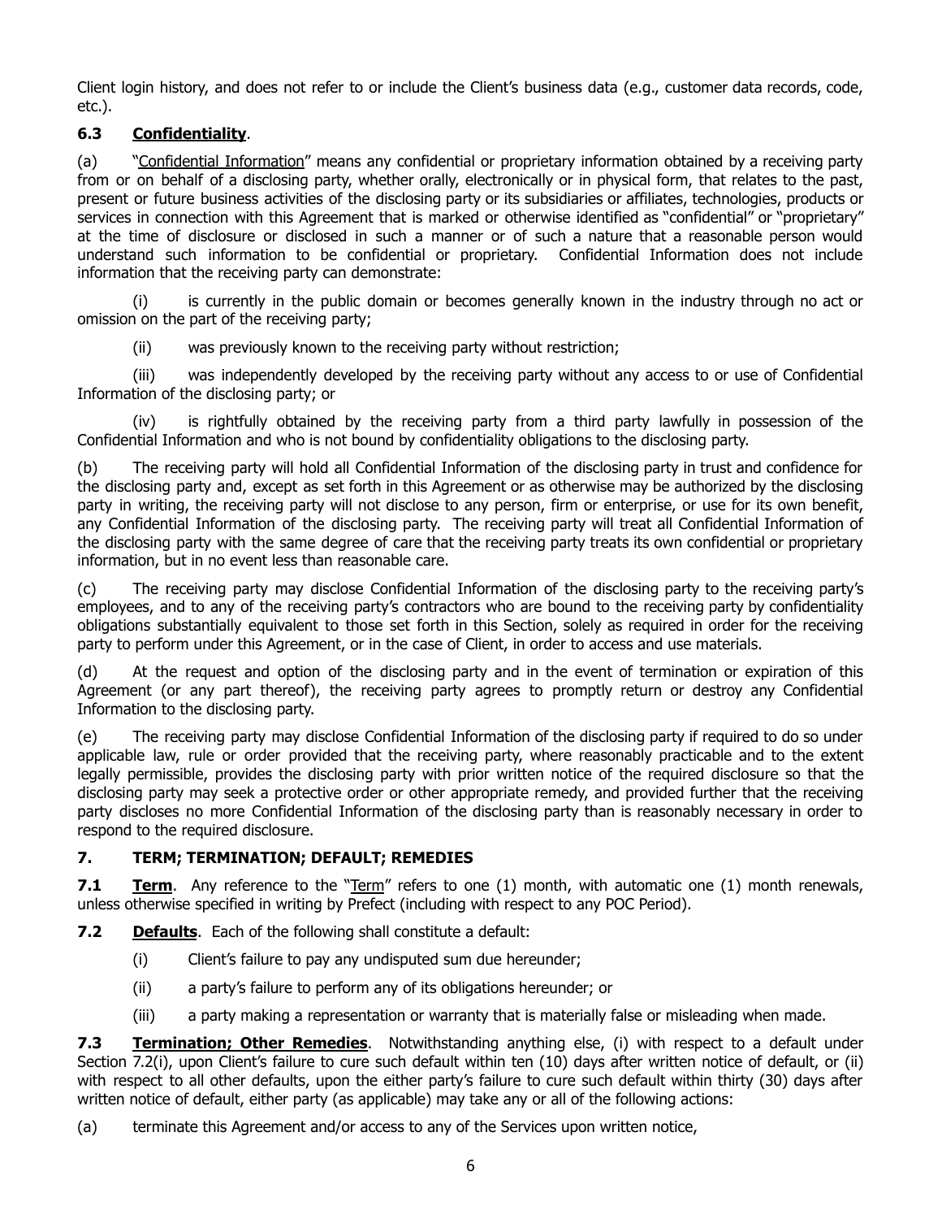Client login history, and does not refer to or include the Client's business data (e.g., customer data records, code, etc.).

**6.3 Confidentiality**.

(a) "Confidential Information" means any confidential or proprietary information obtained by a receiving party from or on behalf of a disclosing party, whether orally, electronically or in physical form, that relates to the past, present or future business activities of the disclosing party or its subsidiaries or affiliates, technologies, products or services in connection with this Agreement that is marked or otherwise identified as "confidential" or "proprietary" at the time of disclosure or disclosed in such a manner or of such a nature that a reasonable person would understand such information to be confidential or proprietary. Confidential Information does not include information that the receiving party can demonstrate:

(i) is currently in the public domain or becomes generally known in the industry through no act or omission on the part of the receiving party;

(ii) was previously known to the receiving party without restriction;

(iii) was independently developed by the receiving party without any access to or use of Confidential Information of the disclosing party; or

(iv) is rightfully obtained by the receiving party from a third party lawfully in possession of the Confidential Information and who is not bound by confidentiality obligations to the disclosing party.

(b) The receiving party will hold all Confidential Information of the disclosing party in trust and confidence for the disclosing party and, except as set forth in this Agreement or as otherwise may be authorized by the disclosing party in writing, the receiving party will not disclose to any person, firm or enterprise, or use for its own benefit, any Confidential Information of the disclosing party. The receiving party will treat all Confidential Information of the disclosing party with the same degree of care that the receiving party treats its own confidential or proprietary information, but in no event less than reasonable care.

(c) The receiving party may disclose Confidential Information of the disclosing party to the receiving party's employees, and to any of the receiving party's contractors who are bound to the receiving party by confidentiality obligations substantially equivalent to those set forth in this Section, solely as required in order for the receiving party to perform under this Agreement, or in the case of Client, in order to access and use materials.

(d) At the request and option of the disclosing party and in the event of termination or expiration of this Agreement (or any part thereof), the receiving party agrees to promptly return or destroy any Confidential Information to the disclosing party.

(e) The receiving party may disclose Confidential Information of the disclosing party if required to do so under applicable law, rule or order provided that the receiving party, where reasonably practicable and to the extent legally permissible, provides the disclosing party with prior written notice of the required disclosure so that the disclosing party may seek a protective order or other appropriate remedy, and provided further that the receiving party discloses no more Confidential Information of the disclosing party than is reasonably necessary in order to respond to the required disclosure.

## 7. TERM; TERMINATION; DEFAULT; REMEDIES

**7.1 Term**. Any reference to the "Term" refers to one (1) month, with automatic one (1) month renewals, unless otherwise specified in writing by Prefect (including with respect to any POC Period).

**7.2 Defaults**. Each of the following shall constitute a default:

(i) Client's failure to pay any undisputed sum due hereunder;

(ii) a party's failure to perform any of its obligations hereunder; or

(iii) a party making a representation or warranty that is materially false or misleading when made.

**7.3 Termination; Other Remedies**. Notwithstanding anything else, (i) with respect to a default under Section 7.2(i), upon Client's failure to cure such default within ten (10) days after written notice of default, or (ii) with respect to all other defaults, upon the either party's failure to cure such default within thirty (30) days after written notice of default, either party (as applicable) may take any or all of the following actions:

(a) terminate this Agreement and/or access to any of the Services upon written notice,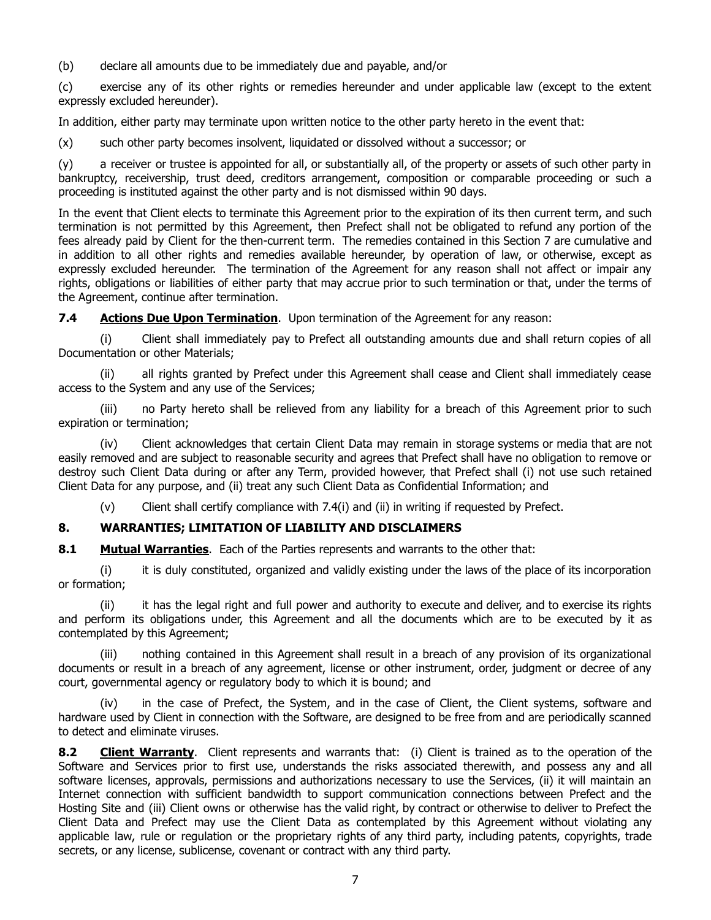(b) declare all amounts due to be immediately due and payable, and/or

(c) exercise any of its other rights or remedies hereunder and under applicable law (except to the extent expressly excluded hereunder).

In addition, either party may terminate upon written notice to the other party hereto in the event that:

(x) such other party becomes insolvent, liquidated or dissolved without a successor; or

(y) a receiver or trustee is appointed for all, or substantially all, of the property or assets of such other party in bankruptcy, receivership, trust deed, creditors arrangement, composition or comparable proceeding or such a proceeding is instituted against the other party and is not dismissed within 90 days.

In the event that Client elects to terminate this Agreement prior to the expiration of its then current term, and such termination is not permitted by this Agreement, then Prefect shall not be obligated to refund any portion of the fees already paid by Client for the then-current term. The remedies contained in this Section 7 are cumulative and in addition to all other rights and remedies available hereunder, by operation of law, or otherwise, except as expressly excluded hereunder. The termination of the Agreement for any reason shall not affect or impair any rights, obligations or liabilities of either party that may accrue prior to such termination or that, under the terms of the Agreement, continue after termination.

**7.4 <u>Actions Due Upon Termination</u>**. Upon termination of the Agreement for any reason:

(i) Client shall immediately pay to Prefect all outstanding amounts due and shall return copies of all Documentation or other Materials;

(ii) all rights granted by Prefect under this Agreement shall cease and Client shall immediately cease access to the System and any use of the Services;

(iii) no Party hereto shall be relieved from any liability for a breach of this Agreement prior to such expiration or termination;

(iv) Client acknowledges that certain Client Data may remain in storage systems or media that are not easily removed and are subject to reasonable security and agrees that Prefect shall have no obligation to remove or destroy such Client Data during or after any Term, provided however, that Prefect shall (i) not use such retained Client Data for any purpose, and (ii) treat any such Client Data as Confidential Information; and

(v) Client shall certify compliance with 7.4(i) and (ii) in writing if requested by Prefect.

## 8. WARRANTIES; LIMITATION OF LIABILITY AND DISCLAIMERS

**8.1 <u>Mutual Warranties</u>**. Each of the Parties represents and warrants to the other that:

(i) it is duly constituted, organized and validly existing under the laws of the place of its incorporation or formation;

(ii) it has the legal right and full power and authority to execute and deliver, and to exercise its rights and perform its obligations under, this Agreement and all the documents which are to be executed by it as contemplated by this Agreement;

(iii) nothing contained in this Agreement shall result in a breach of any provision of its organizational documents or result in a breach of any agreement, license or other instrument, order, judgment or decree of any court, governmental agency or regulatory body to which it is bound; and

(iv) in the case of Prefect, the System, and in the case of Client, the Client systems, software and hardware used by Client in connection with the Software, are designed to be free from and are periodically scanned to detect and eliminate viruses.

**8.2 <u>Client Warranty</u>**. Client represents and warrants that: (i) Client is trained as to the operation of the Software and Services prior to first use, understands the risks associated therewith, and possess any and all software licenses, approvals, permissions and authorizations necessary to use the Services, (ii) it will maintain an Internet connection with sufficient bandwidth to support communication connections between Prefect and the Hosting Site and (iii) Client owns or otherwise has the valid right, by contract or otherwise to deliver to Prefect the Client Data and Prefect may use the Client Data as contemplated by this Agreement without violating any applicable law, rule or regulation or the proprietary rights of any third party, including patents, copyrights, trade secrets, or any license, sublicense, covenant or contract with any third party.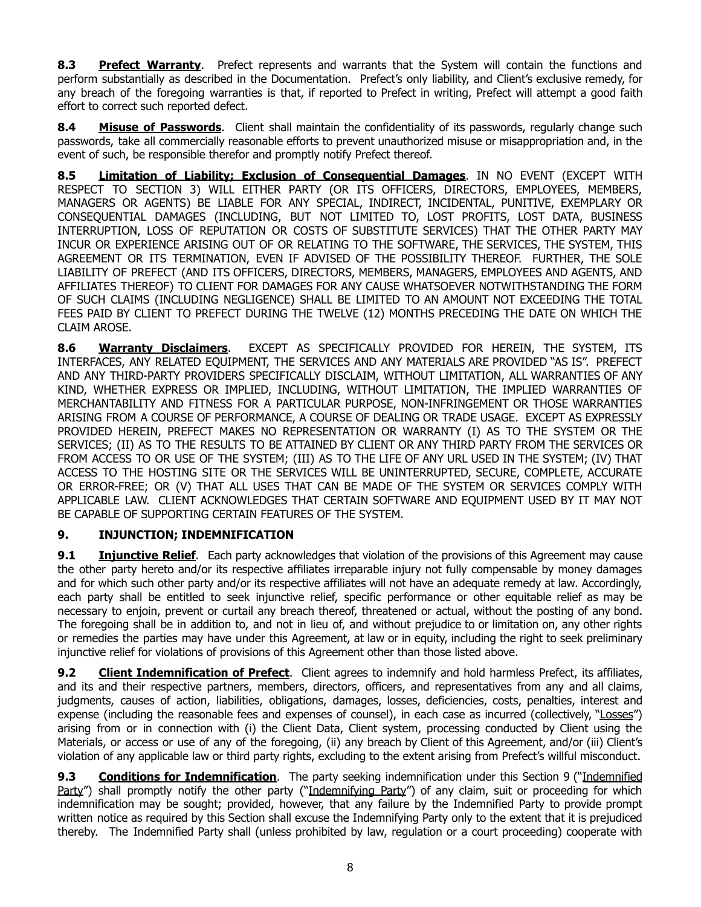**8.3 Prefect Warranty**. Prefect represents and warrants that the System will contain the functions and perform substantially as described in the Documentation. Prefect's only liability, and Client's exclusive remedy, for any breach of the foregoing warranties is that, if reported to Prefect in writing, Prefect will attempt a good faith effort to correct such reported defect.

**8.4 Misuse of Passwords**. Client shall maintain the confidentiality of its passwords, regularly change such passwords, take all commercially reasonable efforts to prevent unauthorized misuse or misappropriation and, in the event of such, be responsible therefor and promptly notify Prefect thereof.

**8.5 Limitation of Liability; Exclusion of Consequential Damages**. IN NO EVENT (EXCEPT WITH RESPECT TO SECTION 3) WILL EITHER PARTY (OR ITS OFFICERS, DIRECTORS, EMPLOYEES, MEMBERS, MANAGERS OR AGENTS) BE LIABLE FOR ANY SPECIAL, INDIRECT, INCIDENTAL, PUNITIVE, EXEMPLARY OR CONSEQUENTIAL DAMAGES (INCLUDING, BUT NOT LIMITED TO, LOST PROFITS, LOST DATA, BUSINESS INTERRUPTION, LOSS OF REPUTATION OR COSTS OF SUBSTITUTE SERVICES) THAT THE OTHER PARTY MAY INCUR OR EXPERIENCE ARISING OUT OF OR RELATING TO THE SOFTWARE, THE SERVICES, THE SYSTEM, THIS AGREEMENT OR ITS TERMINATION, EVEN IF ADVISED OF THE POSSIBILITY THEREOF. FURTHER, THE SOLE LIABILITY OF PREFECT (AND ITS OFFICERS, DIRECTORS, MEMBERS, MANAGERS, EMPLOYEES AND AGENTS, AND AFFILIATES THEREOF) TO CLIENT FOR DAMAGES FOR ANY CAUSE WHATSOEVER NOTWITHSTANDING THE FORM OF SUCH CLAIMS (INCLUDING NEGLIGENCE) SHALL BE LIMITED TO AN AMOUNT NOT EXCEEDING THE TOTAL FEES PAID BY CLIENT TO PREFECT DURING THE TWELVE (12) MONTHS PRECEDING THE DATE ON WHICH THE CLAIM AROSE.

**8.6 Warranty Disclaimers**. EXCEPT AS SPECIFICALLY PROVIDED FOR HEREIN, THE SYSTEM, ITS INTERFACES, ANY RELATED EQUIPMENT, THE SERVICES AND ANY MATERIALS ARE PROVIDED "AS IS". PREFECT AND ANY THIRD-PARTY PROVIDERS SPECIFICALLY DISCLAIM, WITHOUT LIMITATION, ALL WARRANTIES OF ANY KIND, WHETHER EXPRESS OR IMPLIED, INCLUDING, WITHOUT LIMITATION, THE IMPLIED WARRANTIES OF MERCHANTABILITY AND FITNESS FOR A PARTICULAR PURPOSE, NON-INFRINGEMENT OR THOSE WARRANTIES ARISING FROM A COURSE OF PERFORMANCE, A COURSE OF DEALING OR TRADE USAGE. EXCEPT AS EXPRESSLY PROVIDED HEREIN, PREFECT MAKES NO REPRESENTATION OR WARRANTY (I) AS TO THE SYSTEM OR THE SERVICES; (II) AS TO THE RESULTS TO BE ATTAINED BY CLIENT OR ANY THIRD PARTY FROM THE SERVICES OR FROM ACCESS TO OR USE OF THE SYSTEM; (III) AS TO THE LIFE OF ANY URL USED IN THE SYSTEM; (IV) THAT ACCESS TO THE HOSTING SITE OR THE SERVICES WILL BE UNINTERRUPTED, SECURE, COMPLETE, ACCURATE OR ERROR-FREE; OR (V) THAT ALL USES THAT CAN BE MADE OF THE SYSTEM OR SERVICES COMPLY WITH APPLICABLE LAW. CLIENT ACKNOWLEDGES THAT CERTAIN SOFTWARE AND EQUIPMENT USED BY IT MAY NOT BE CAPABLE OF SUPPORTING CERTAIN FEATURES OF THE SYSTEM.

## 9. INJUNCTION; INDEMNIFICATION

**9.1 Injunctive Relief**. Each party acknowledges that violation of the provisions of this Agreement may cause the other party hereto and/or its respective affiliates irreparable injury not fully compensable by money damages and for which such other party and/or its respective affiliates will not have an adequate remedy at law. Accordingly, each party shall be entitled to seek injunctive relief, specific performance or other equitable relief as may be necessary to enjoin, prevent or curtail any breach thereof, threatened or actual, without the posting of any bond. The foregoing shall be in addition to, and not in lieu of, and without prejudice to or limitation on, any other rights or remedies the parties may have under this Agreement, at law or in equity, including the right to seek preliminary injunctive relief for violations of provisions of this Agreement other than those listed above.

**9.2 Client Indemnification of Prefect**. Client agrees to indemnify and hold harmless Prefect, its affiliates, and its and their respective partners, members, directors, officers, and representatives from any and all claims, judgments, causes of action, liabilities, obligations, damages, losses, deficiencies, costs, penalties, interest and expense (including the reasonable fees and expenses of counsel), in each case as incurred (collectively, "Losses") arising from or in connection with (i) the Client Data, Client system, processing conducted by Client using the Materials, or access or use of any of the foregoing, (ii) any breach by Client of this Agreement, and/or (iii) Client's violation of any applicable law or third party rights, excluding to the extent arising from Prefect's willful misconduct.

**9.3 Conditions for Indemnification**. The party seeking indemnification under this Section 9 ("Indemnified Party") shall promptly notify the other party ("Indemnifying Party") of any claim, suit or proceeding for which indemnification may be sought; provided, however, that any failure by the Indemnified Party to provide prompt written notice as required by this Section shall excuse the Indemnifying Party only to the extent that it is prejudiced thereby. The Indemnified Party shall (unless prohibited by law, regulation or a court proceeding) cooperate with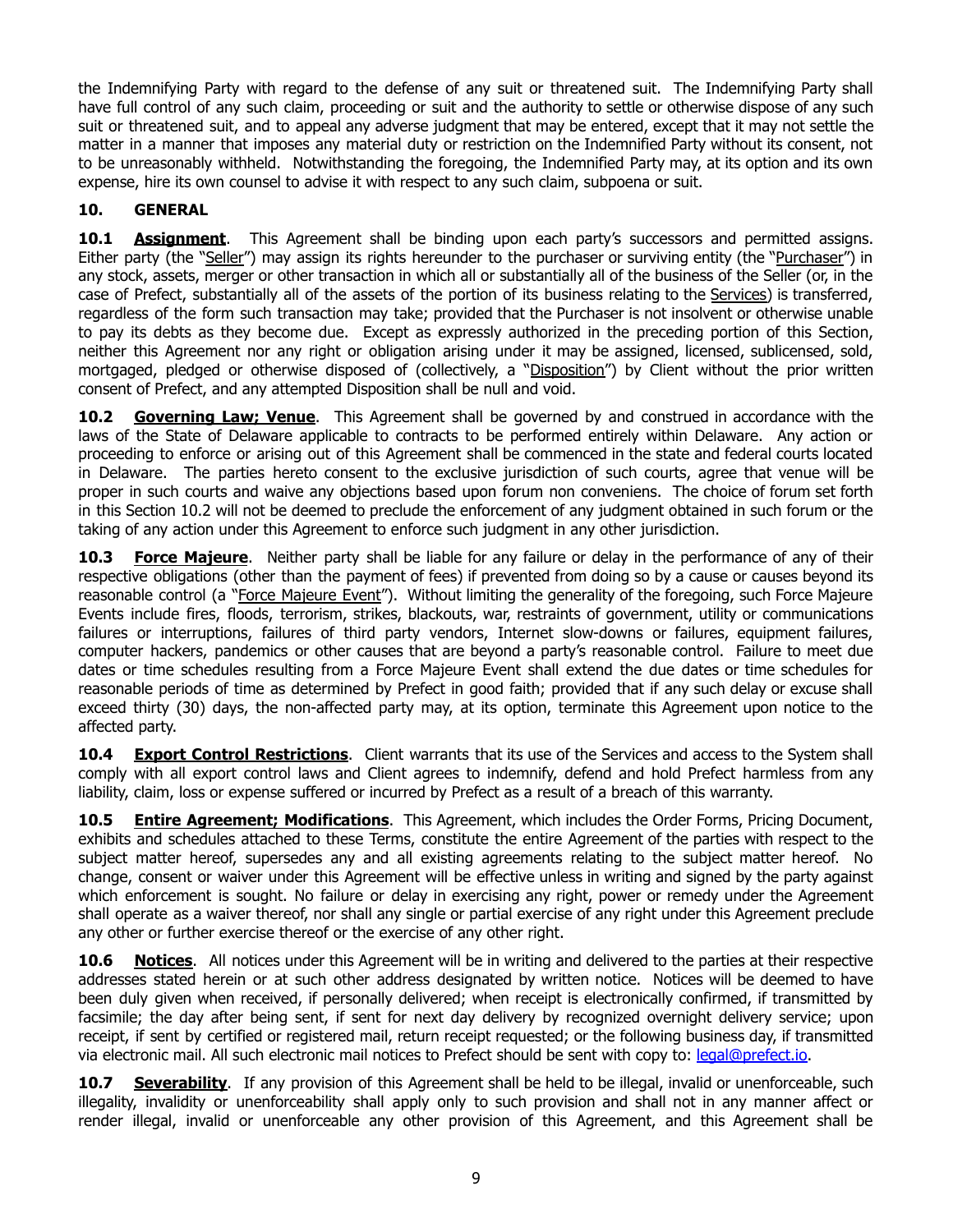the Indemnifying Party with regard to the defense of any suit or threatened suit. The Indemnifying Party shall have full control of any such claim, proceeding or suit and the authority to settle or otherwise dispose of any such suit or threatened suit, and to appeal any adverse judgment that may be entered, except that it may not settle the matter in a manner that imposes any material duty or restriction on the Indemnified Party without its consent, not to be unreasonably withheld. Notwithstanding the foregoing, the Indemnified Party may, at its option and its own expense, hire its own counsel to advise it with respect to any such claim, subpoena or suit.

## 10. GENERAL

**10.1** **Assignment**. This Agreement shall be binding upon each party's successors and permitted assigns. Either party (the "Seller") may assign its rights hereunder to the purchaser or surviving entity (the "Purchaser") in any stock, assets, merger or other transaction in which all or substantially all of the business of the Seller (or, in the case of Prefect, substantially all of the assets of the portion of its business relating to the Services) is transferred, regardless of the form such transaction may take; provided that the Purchaser is not insolvent or otherwise unable to pay its debts as they become due. Except as expressly authorized in the preceding portion of this Section, neither this Agreement nor any right or obligation arising under it may be assigned, licensed, sublicensed, sold, mortgaged, pledged or otherwise disposed of (collectively, a "Disposition") by Client without the prior written consent of Prefect, and any attempted Disposition shall be null and void.

**10.2** **Governing Law; Venue**. This Agreement shall be governed by and construed in accordance with the laws of the State of Delaware applicable to contracts to be performed entirely within Delaware. Any action or proceeding to enforce or arising out of this Agreement shall be commenced in the state and federal courts located in Delaware. The parties hereto consent to the exclusive jurisdiction of such courts, agree that venue will be proper in such courts and waive any objections based upon forum non conveniens. The choice of forum set forth in this Section 10.2 will not be deemed to preclude the enforcement of any judgment obtained in such forum or the taking of any action under this Agreement to enforce such judgment in any other jurisdiction.

**10.3** **Force Majeure**. Neither party shall be liable for any failure or delay in the performance of any of their respective obligations (other than the payment of fees) if prevented from doing so by a cause or causes beyond its reasonable control (a "Force Majeure Event"). Without limiting the generality of the foregoing, such Force Majeure Events include fires, floods, terrorism, strikes, blackouts, war, restraints of government, utility or communications failures or interruptions, failures of third party vendors, Internet slow-downs or failures, equipment failures, computer hackers, pandemics or other causes that are beyond a party's reasonable control. Failure to meet due dates or time schedules resulting from a Force Majeure Event shall extend the due dates or time schedules for reasonable periods of time as determined by Prefect in good faith; provided that if any such delay or excuse shall exceed thirty (30) days, the non-affected party may, at its option, terminate this Agreement upon notice to the affected party.

**10.4** **Export Control Restrictions**. Client warrants that its use of the Services and access to the System shall comply with all export control laws and Client agrees to indemnify, defend and hold Prefect harmless from any liability, claim, loss or expense suffered or incurred by Prefect as a result of a breach of this warranty.

**10.5** **Entire Agreement; Modifications**. This Agreement, which includes the Order Forms, Pricing Document, exhibits and schedules attached to these Terms, constitute the entire Agreement of the parties with respect to the subject matter hereof, supersedes any and all existing agreements relating to the subject matter hereof. No change, consent or waiver under this Agreement will be effective unless in writing and signed by the party against which enforcement is sought. No failure or delay in exercising any right, power or remedy under the Agreement shall operate as a waiver thereof, nor shall any single or partial exercise of any right under this Agreement preclude any other or further exercise thereof or the exercise of any other right.

**10.6** **Notices**. All notices under this Agreement will be in writing and delivered to the parties at their respective addresses stated herein or at such other address designated by written notice. Notices will be deemed to have been duly given when received, if personally delivered; when receipt is electronically confirmed, if transmitted by facsimile; the day after being sent, if sent for next day delivery by recognized overnight delivery service; upon receipt, if sent by certified or registered mail, return receipt requested; or the following business day, if transmitted via electronic mail. All such electronic mail notices to Prefect should be sent with copy to: legal@prefect.io.

**10.7** **Severability**. If any provision of this Agreement shall be held to be illegal, invalid or unenforceable, such illegality, invalidity or unenforceability shall apply only to such provision and shall not in any manner affect or render illegal, invalid or unenforceable any other provision of this Agreement, and this Agreement shall be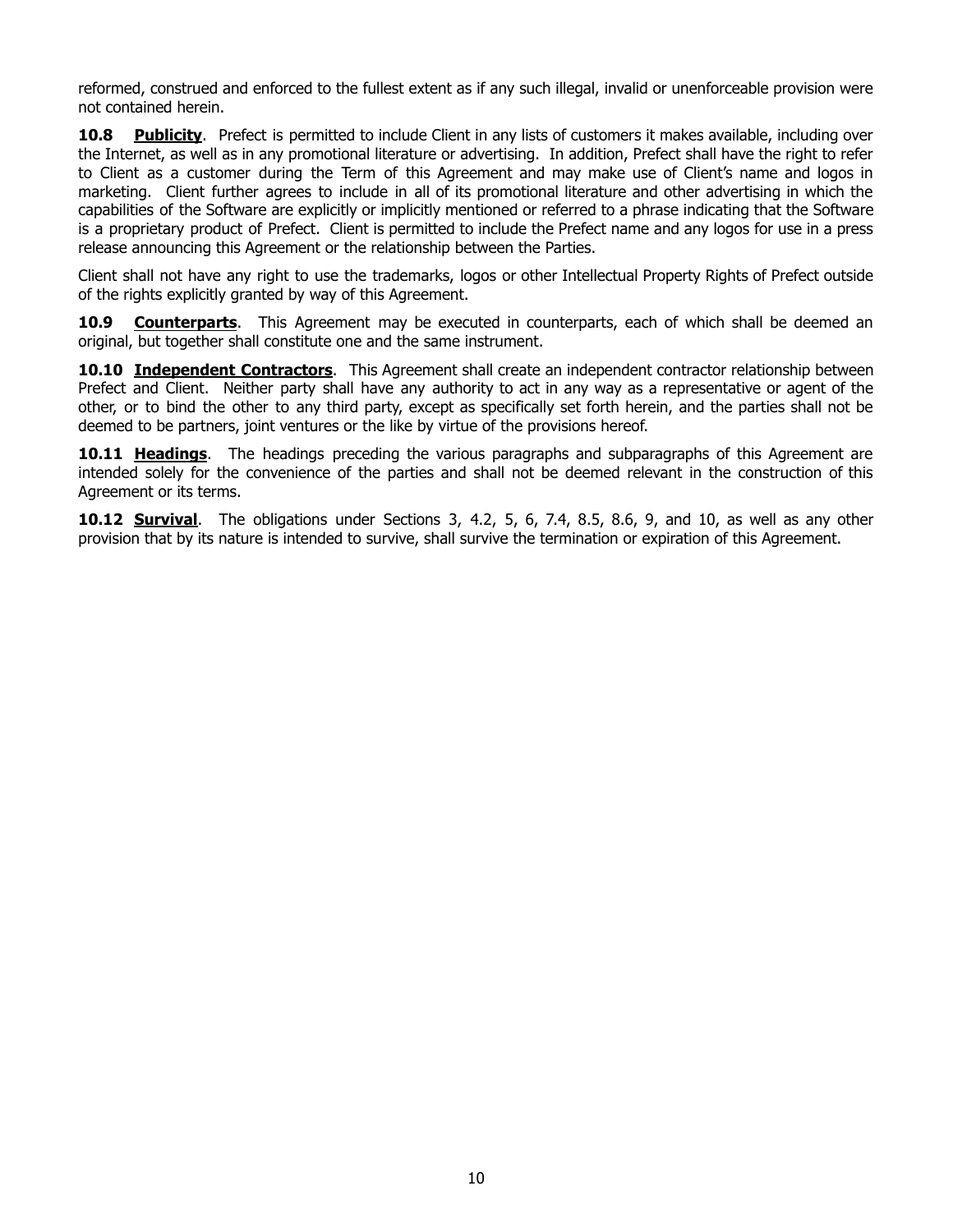reformed, construed and enforced to the fullest extent as if any such illegal, invalid or unenforceable provision were not contained herein.

**10.8 Publicity**. Prefect is permitted to include Client in any lists of customers it makes available, including over the Internet, as well as in any promotional literature or advertising. In addition, Prefect shall have the right to refer to Client as a customer during the Term of this Agreement and may make use of Client's name and logos in marketing. Client further agrees to include in all of its promotional literature and other advertising in which the capabilities of the Software are explicitly or implicitly mentioned or referred to a phrase indicating that the Software is a proprietary product of Prefect. Client is permitted to include the Prefect name and any logos for use in a press release announcing this Agreement or the relationship between the Parties.

Client shall not have any right to use the trademarks, logos or other Intellectual Property Rights of Prefect outside of the rights explicitly granted by way of this Agreement.

**10.9 Counterparts**. This Agreement may be executed in counterparts, each of which shall be deemed an original, but together shall constitute one and the same instrument.

**10.10 Independent Contractors**. This Agreement shall create an independent contractor relationship between Prefect and Client. Neither party shall have any authority to act in any way as a representative or agent of the other, or to bind the other to any third party, except as specifically set forth herein, and the parties shall not be deemed to be partners, joint ventures or the like by virtue of the provisions hereof.

**10.11 Headings**. The headings preceding the various paragraphs and subparagraphs of this Agreement are intended solely for the convenience of the parties and shall not be deemed relevant in the construction of this Agreement or its terms.

**10.12 Survival**. The obligations under Sections 3, 4.2, 5, 6, 7.4, 8.5, 8.6, 9, and 10, as well as any other provision that by its nature is intended to survive, shall survive the termination or expiration of this Agreement.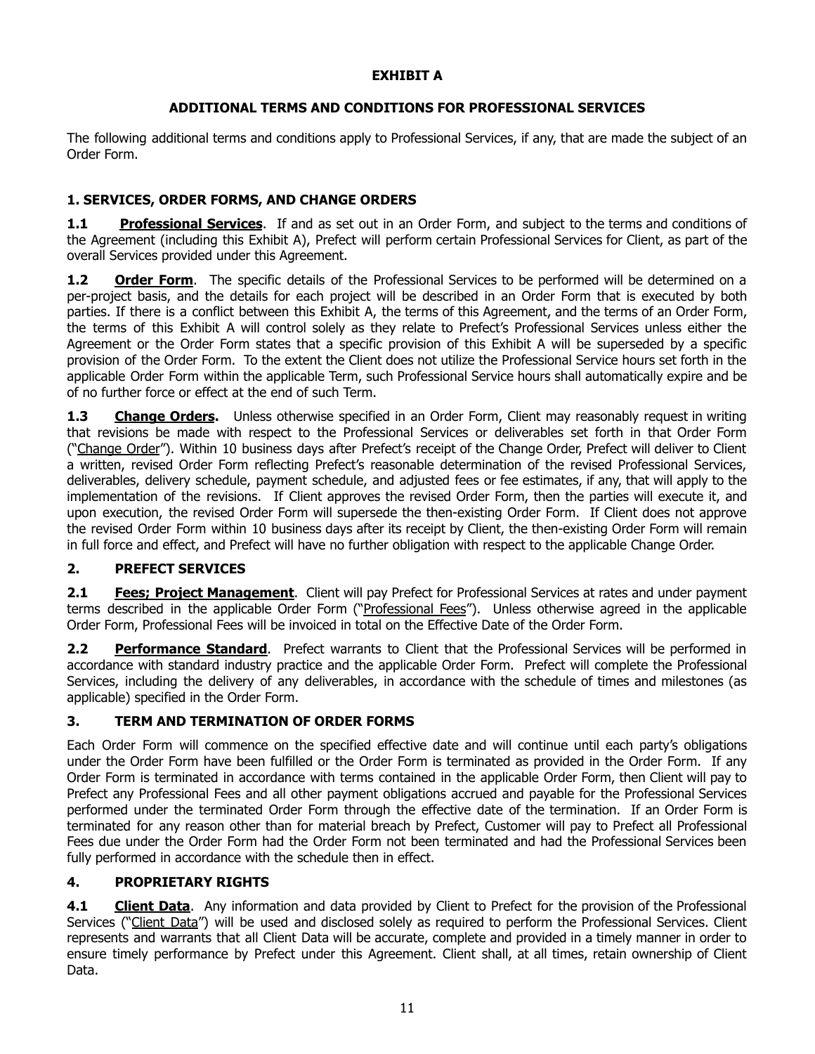**EXHIBIT A**

**ADDITIONAL TERMS AND CONDITIONS FOR PROFESSIONAL SERVICES**

The following additional terms and conditions apply to Professional Services, if any, that are made the subject of an Order Form.

## 1. SERVICES, ORDER FORMS, AND CHANGE ORDERS

**1.1 Professional Services**. If and as set out in an Order Form, and subject to the terms and conditions of the Agreement (including this Exhibit A), Prefect will perform certain Professional Services for Client, as part of the overall Services provided under this Agreement.

**1.2 Order Form**. The specific details of the Professional Services to be performed will be determined on a per-project basis, and the details for each project will be described in an Order Form that is executed by both parties. If there is a conflict between this Exhibit A, the terms of this Agreement, and the terms of an Order Form, the terms of this Exhibit A will control solely as they relate to Prefect's Professional Services unless either the Agreement or the Order Form states that a specific provision of this Exhibit A will be superseded by a specific provision of the Order Form. To the extent the Client does not utilize the Professional Service hours set forth in the applicable Order Form within the applicable Term, such Professional Service hours shall automatically expire and be of no further force or effect at the end of such Term.

**1.3 Change Orders.** Unless otherwise specified in an Order Form, Client may reasonably request in writing that revisions be made with respect to the Professional Services or deliverables set forth in that Order Form ("Change Order"). Within 10 business days after Prefect's receipt of the Change Order, Prefect will deliver to Client a written, revised Order Form reflecting Prefect's reasonable determination of the revised Professional Services, deliverables, delivery schedule, payment schedule, and adjusted fees or fee estimates, if any, that will apply to the implementation of the revisions. If Client approves the revised Order Form, then the parties will execute it, and upon execution, the revised Order Form will supersede the then-existing Order Form. If Client does not approve the revised Order Form within 10 business days after its receipt by Client, the then-existing Order Form will remain in full force and effect, and Prefect will have no further obligation with respect to the applicable Change Order.

## 2. PREFECT SERVICES

**2.1 Fees; Project Management**. Client will pay Prefect for Professional Services at rates and under payment terms described in the applicable Order Form ("Professional Fees"). Unless otherwise agreed in the applicable Order Form, Professional Fees will be invoiced in total on the Effective Date of the Order Form.

**2.2 Performance Standard**. Prefect warrants to Client that the Professional Services will be performed in accordance with standard industry practice and the applicable Order Form. Prefect will complete the Professional Services, including the delivery of any deliverables, in accordance with the schedule of times and milestones (as applicable) specified in the Order Form.

## 3. TERM AND TERMINATION OF ORDER FORMS

Each Order Form will commence on the specified effective date and will continue until each party's obligations under the Order Form have been fulfilled or the Order Form is terminated as provided in the Order Form. If any Order Form is terminated in accordance with terms contained in the applicable Order Form, then Client will pay to Prefect any Professional Fees and all other payment obligations accrued and payable for the Professional Services performed under the terminated Order Form through the effective date of the termination. If an Order Form is terminated for any reason other than for material breach by Prefect, Customer will pay to Prefect all Professional Fees due under the Order Form had the Order Form not been terminated and had the Professional Services been fully performed in accordance with the schedule then in effect.

## 4. PROPRIETARY RIGHTS

**4.1 Client Data**. Any information and data provided by Client to Prefect for the provision of the Professional Services ("Client Data") will be used and disclosed solely as required to perform the Professional Services. Client represents and warrants that all Client Data will be accurate, complete and provided in a timely manner in order to ensure timely performance by Prefect under this Agreement. Client shall, at all times, retain ownership of Client Data.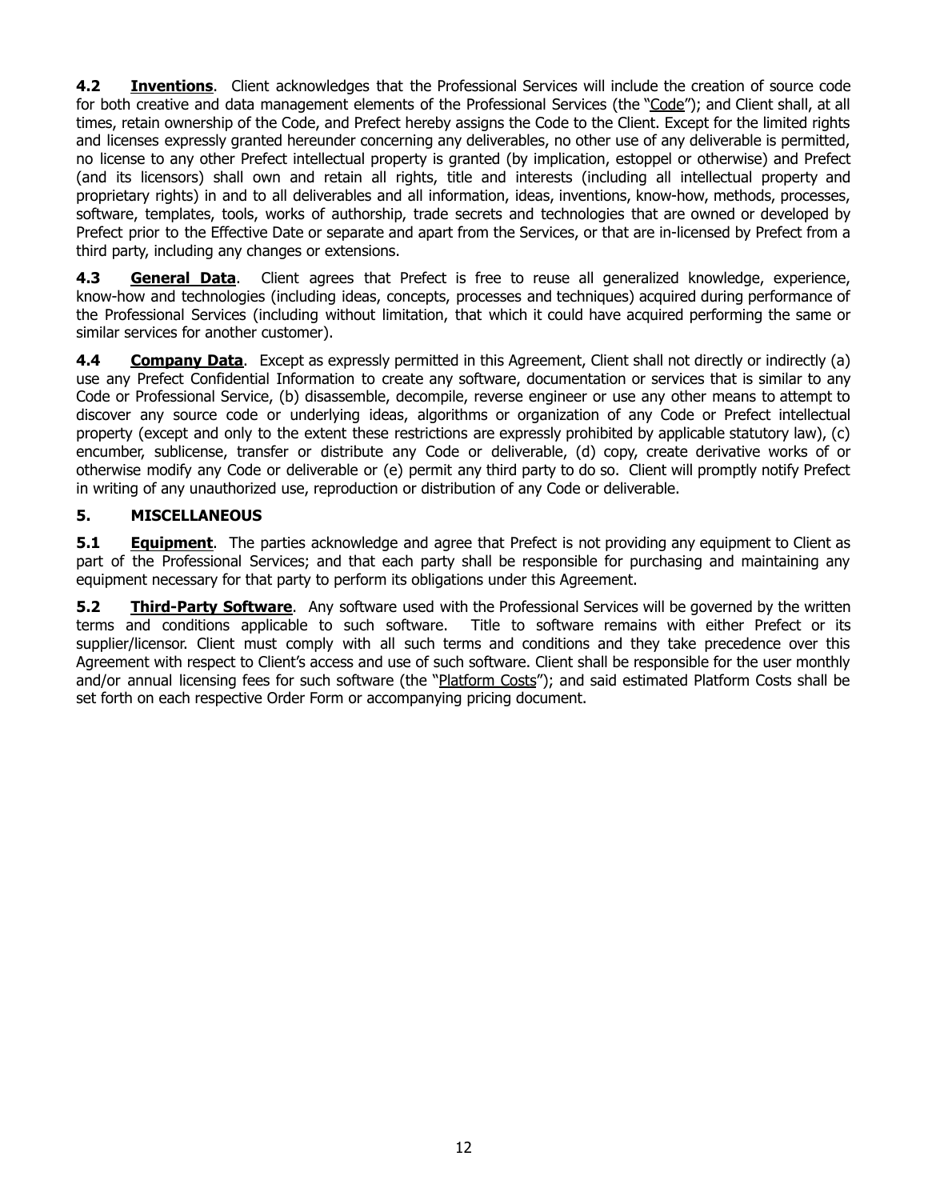**4.2 <u>Inventions</u>**. Client acknowledges that the Professional Services will include the creation of source code for both creative and data management elements of the Professional Services (the "<u>Code</u>"); and Client shall, at all times, retain ownership of the Code, and Prefect hereby assigns the Code to the Client. Except for the limited rights and licenses expressly granted hereunder concerning any deliverables, no other use of any deliverable is permitted, no license to any other Prefect intellectual property is granted (by implication, estoppel or otherwise) and Prefect (and its licensors) shall own and retain all rights, title and interests (including all intellectual property and proprietary rights) in and to all deliverables and all information, ideas, inventions, know-how, methods, processes, software, templates, tools, works of authorship, trade secrets and technologies that are owned or developed by Prefect prior to the Effective Date or separate and apart from the Services, or that are in-licensed by Prefect from a third party, including any changes or extensions.

**4.3 <u>General Data</u>**. Client agrees that Prefect is free to reuse all generalized knowledge, experience, know-how and technologies (including ideas, concepts, processes and techniques) acquired during performance of the Professional Services (including without limitation, that which it could have acquired performing the same or similar services for another customer).

**4.4 <u>Company Data</u>**. Except as expressly permitted in this Agreement, Client shall not directly or indirectly (a) use any Prefect Confidential Information to create any software, documentation or services that is similar to any Code or Professional Service, (b) disassemble, decompile, reverse engineer or use any other means to attempt to discover any source code or underlying ideas, algorithms or organization of any Code or Prefect intellectual property (except and only to the extent these restrictions are expressly prohibited by applicable statutory law), (c) encumber, sublicense, transfer or distribute any Code or deliverable, (d) copy, create derivative works of or otherwise modify any Code or deliverable or (e) permit any third party to do so. Client will promptly notify Prefect in writing of any unauthorized use, reproduction or distribution of any Code or deliverable.

## 5. MISCELLANEOUS

**5.1 <u>Equipment</u>**. The parties acknowledge and agree that Prefect is not providing any equipment to Client as part of the Professional Services; and that each party shall be responsible for purchasing and maintaining any equipment necessary for that party to perform its obligations under this Agreement.

**5.2 <u>Third-Party Software</u>**. Any software used with the Professional Services will be governed by the written terms and conditions applicable to such software. Title to software remains with either Prefect or its supplier/licensor. Client must comply with all such terms and conditions and they take precedence over this Agreement with respect to Client's access and use of such software. Client shall be responsible for the user monthly and/or annual licensing fees for such software (the "<u>Platform Costs</u>"); and said estimated Platform Costs shall be set forth on each respective Order Form or accompanying pricing document.